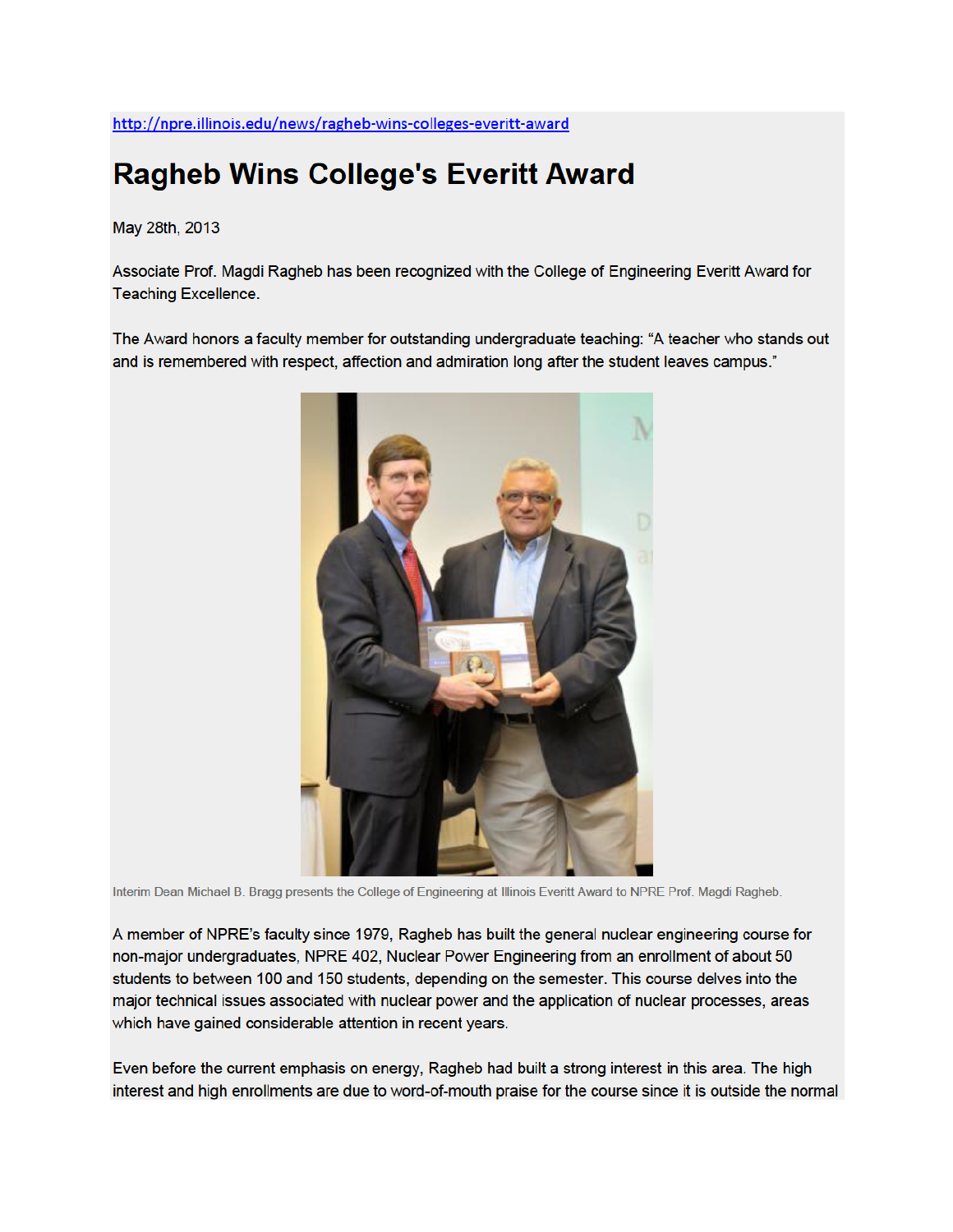http://npre.illinois.edu/news/ragheb-wins-colleges-everitt-award

# Ragheb Wins College's Everitt Award

May 28th, 2013

Associate Prof. Magdi Ragheb has been recognized with the College of Engineering Everitt Award for Teaching Excellence.

The Award honors a faculty member for outstanding undergraduate teaching: "A teacher who stands out and is remembered with respect, affection and admiration long after the student leaves campus."

Interim Dean Michael B. Bragg presents the College of Engineering at Illinois Everitt Award to NPRE Prof. Magdi Ragheb.

A member of NPRE's faculty since 1979, Ragheb has built the general nuclear engineering course for non-major undergraduates, NPRE 402, Nuclear Power Engineering from an enrollment of about 50 students to between 100 and 150 students, depending on the semester. This course delves into the major technical issues associated with nuclear power and the application of nuclear processes, areas which have gained considerable attention in recent years.

Even before the current emphasis on energy, Ragheb had built a strong interest in this area. The high interest and high enrollments are due to word-of-mouth praise for the course since it is outside the normal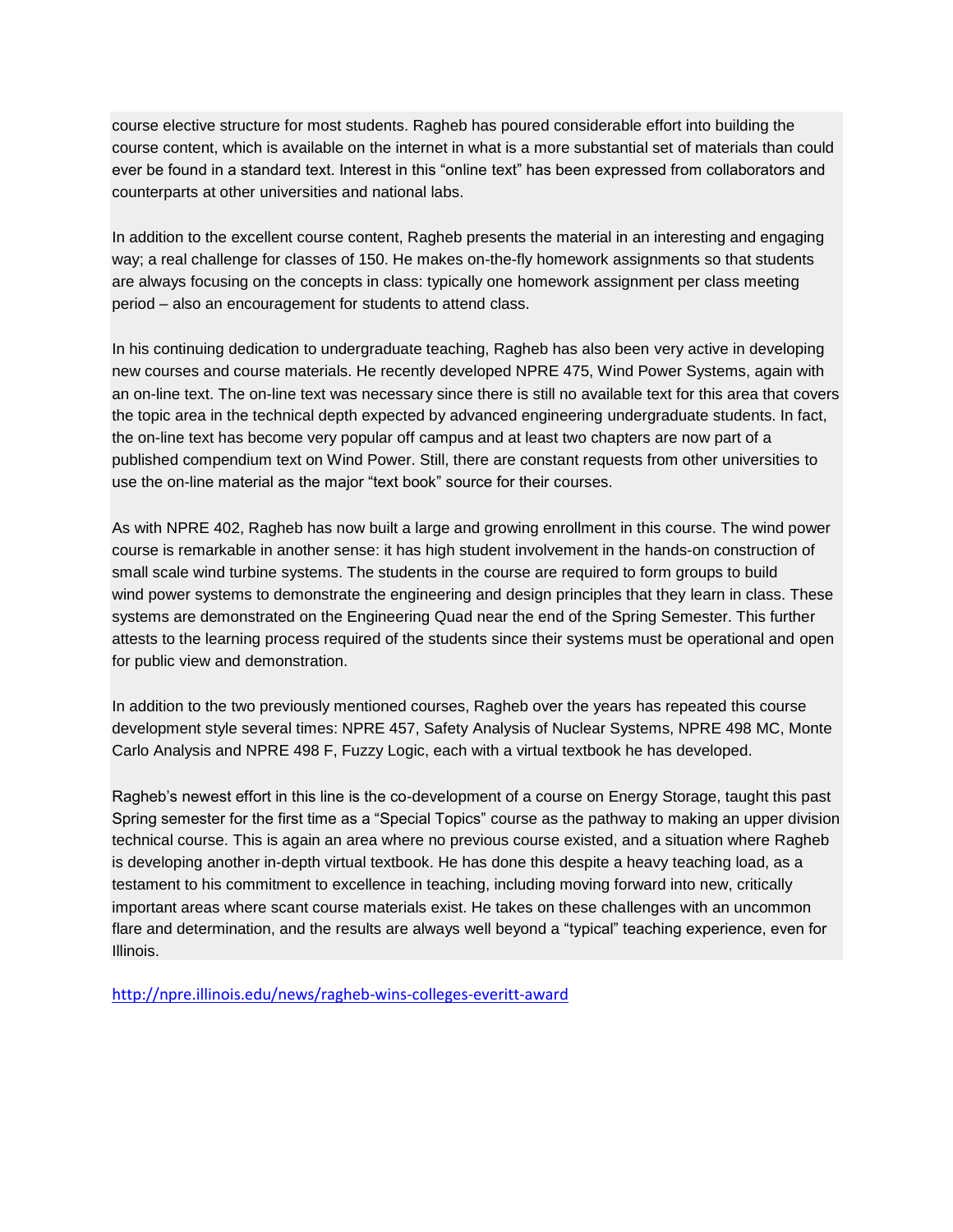course elective structure for most students. Ragheb has poured considerable effort into building the course content, which is available on the internet in what is a more substantial set of materials than could ever be found in a standard text. Interest in this “online text” has been expressed from collaborators and counterparts at other universities and national labs.

In addition to the excellent course content, Ragheb presents the material in an interesting and engaging way; a real challenge for classes of 150. He makes on-the-fly homework assignments so that students are always focusing on the concepts in class: typically one homework assignment per class meeting period – also an encouragement for students to attend class.

In his continuing dedication to undergraduate teaching, Ragheb has also been very active in developing new courses and course materials. He recently developed NPRE 475, Wind Power Systems, again with an on-line text. The on-line text was necessary since there is still no available text for this area that covers the topic area in the technical depth expected by advanced engineering undergraduate students. In fact, the on-line text has become very popular off campus and at least two chapters are now part of a published compendium text on Wind Power. Still, there are constant requests from other universities to use the on-line material as the major “text book” source for their courses.

As with NPRE 402, Ragheb has now built a large and growing enrollment in this course. The wind power course is remarkable in another sense: it has high student involvement in the hands-on construction of small scale wind turbine systems. The students in the course are required to form groups to build wind power systems to demonstrate the engineering and design principles that they learn in class. These systems are demonstrated on the Engineering Quad near the end of the Spring Semester. This further attests to the learning process required of the students since their systems must be operational and open for public view and demonstration.

In addition to the two previously mentioned courses, Ragheb over the years has repeated this course development style several times: NPRE 457, Safety Analysis of Nuclear Systems, NPRE 498 MC, Monte Carlo Analysis and NPRE 498 F, Fuzzy Logic, each with a virtual textbook he has developed.

Ragheb’s newest effort in this line is the co-development of a course on Energy Storage, taught this past Spring semester for the first time as a “Special Topics” course as the pathway to making an upper division technical course. This is again an area where no previous course existed, and a situation where Ragheb is developing another in-depth virtual textbook. He has done this despite a heavy teaching load, as a testament to his commitment to excellence in teaching, including moving forward into new, critically important areas where scant course materials exist. He takes on these challenges with an uncommon flare and determination, and the results are always well beyond a “typical” teaching experience, even for Illinois.

http://npre.illinois.edu/news/ragheb-wins-colleges-everitt-award